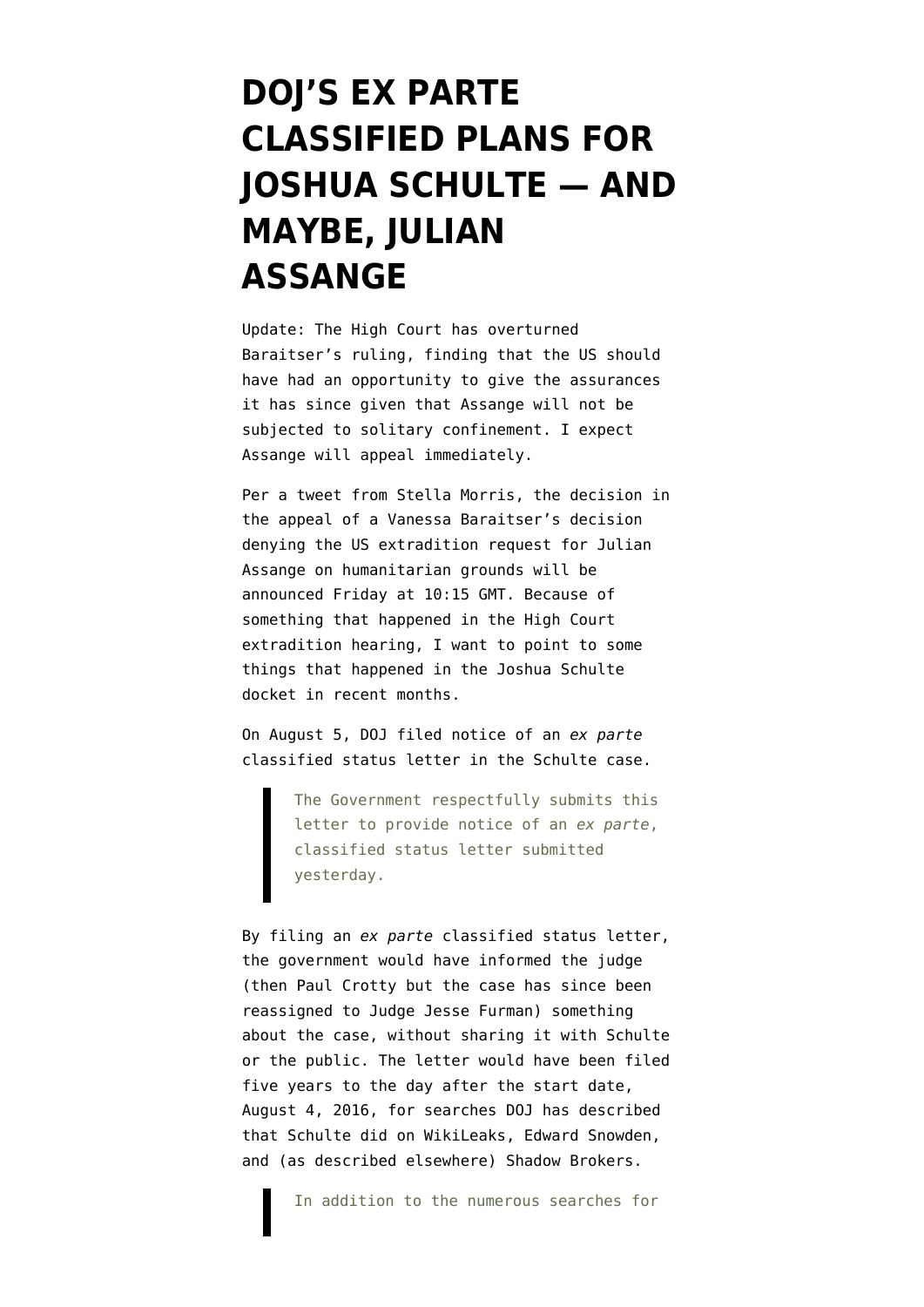# DOJ'S EX PARTE CLASSIFIED PLANS FOR JOSHUA SCHULTE — AND MAYBE, JULIAN ASSANGE

Update: The High Court has overturned Baraitser's ruling, finding that the US should have had an opportunity to give the assurances it has since given that Assange will not be subjected to solitary confinement. I expect Assange will appeal immediately.

Per a tweet from Stella Morris, the decision in the appeal of a Vanessa Baraitser's decision denying the US extradition request for Julian Assange on humanitarian grounds will be announced Friday at 10:15 GMT. Because of something that happened in the High Court extradition hearing, I want to point to some things that happened in the Joshua Schulte docket in recent months.

On August 5, DOJ filed notice of an *ex parte* classified status letter in the Schulte case.

> The Government respectfully submits this letter to provide notice of an *ex parte*, classified status letter submitted yesterday.

By filing an *ex parte* classified status letter, the government would have informed the judge (then Paul Crotty but the case has since been reassigned to Judge Jesse Furman) something about the case, without sharing it with Schulte or the public. The letter would have been filed five years to the day after the start date, August 4, 2016, for searches DOJ has described that Schulte did on WikiLeaks, Edward Snowden, and (as described elsewhere) Shadow Brokers.

> In addition to the numerous searches for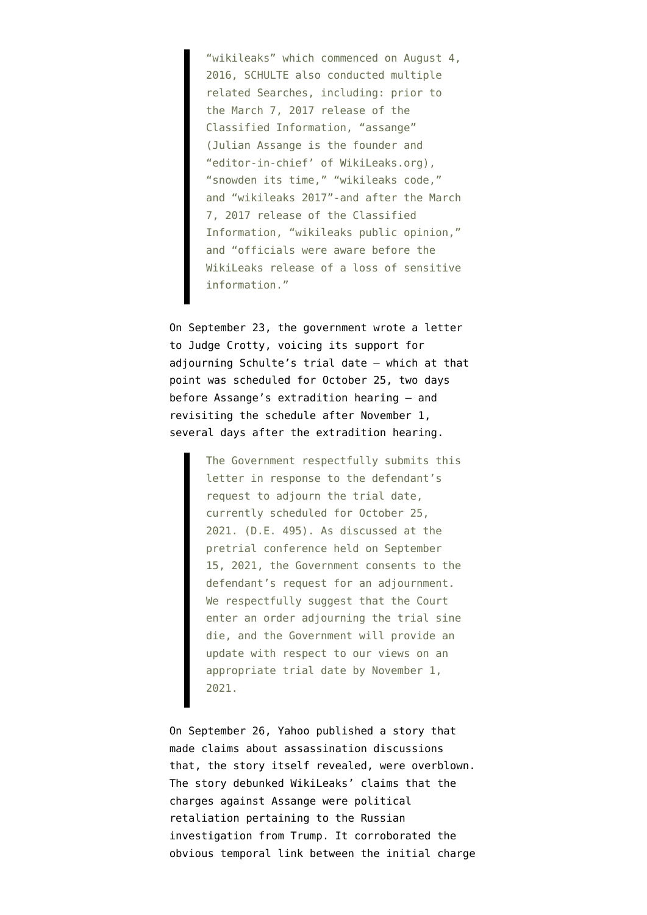> "wikileaks" which commenced on August 4, 2016, SCHULTE also conducted multiple related Searches, including: prior to the March 7, 2017 release of the Classified Information, "assange" (Julian Assange is the founder and "editor-in-chief' of WikiLeaks.org), "snowden its time," "wikileaks code," and "wikileaks 2017"-and after the March 7, 2017 release of the Classified Information, "wikileaks public opinion," and "officials were aware before the WikiLeaks release of a loss of sensitive information."

On September 23, the government wrote a letter to Judge Crotty, voicing its support for adjourning Schulte's trial date — which at that point was scheduled for October 25, two days before Assange's extradition hearing — and revisiting the schedule after November 1, several days after the extradition hearing.

> The Government respectfully submits this letter in response to the defendant's request to adjourn the trial date, currently scheduled for October 25, 2021. (D.E. 495). As discussed at the pretrial conference held on September 15, 2021, the Government consents to the defendant's request for an adjournment. We respectfully suggest that the Court enter an order adjourning the trial sine die, and the Government will provide an update with respect to our views on an appropriate trial date by November 1, 2021.

On September 26, Yahoo published a story that made claims about assassination discussions that, the story itself revealed, were overblown. The story debunked WikiLeaks' claims that the charges against Assange were political retaliation pertaining to the Russian investigation from Trump. It corroborated the obvious temporal link between the initial charge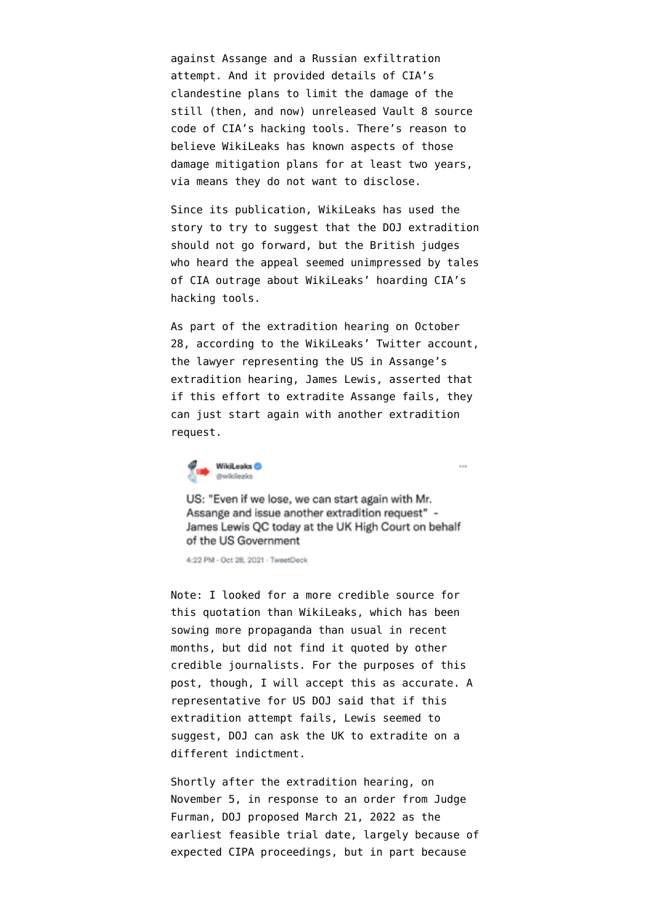against Assange and a Russian exfiltration attempt. And it provided details of CIA's clandestine plans to limit the damage of the still (then, and now) unreleased Vault 8 source code of CIA's hacking tools. There's reason to believe WikiLeaks has known aspects of those damage mitigation plans for at least two years, via means they do not want to disclose.

Since its publication, WikiLeaks has used the story to try to suggest that the DOJ extradition should not go forward, but the British judges who heard the appeal seemed unimpressed by tales of CIA outrage about WikiLeaks' hoarding CIA's hacking tools.

As part of the extradition hearing on October 28, according to the WikiLeaks' Twitter account, the lawyer representing the US in Assange's extradition hearing, James Lewis, asserted that if this effort to extradite Assange fails, they can just start again with another extradition request.

> **WikiLeaks** @wikileaks
>
> US: "Even if we lose, we can start again with Mr. Assange and issue another extradition request" - James Lewis QC today at the UK High Court on behalf of the US Government
>
> 4:22 PM · Oct 28, 2021 · TweetDeck

Note: I looked for a more credible source for this quotation than WikiLeaks, which has been sowing more propaganda than usual in recent months, but did not find it quoted by other credible journalists. For the purposes of this post, though, I will accept this as accurate. A representative for US DOJ said that if this extradition attempt fails, Lewis seemed to suggest, DOJ can ask the UK to extradite on a different indictment.

Shortly after the extradition hearing, on November 5, in response to an order from Judge Furman, DOJ proposed March 21, 2022 as the earliest feasible trial date, largely because of expected CIPA proceedings, but in part because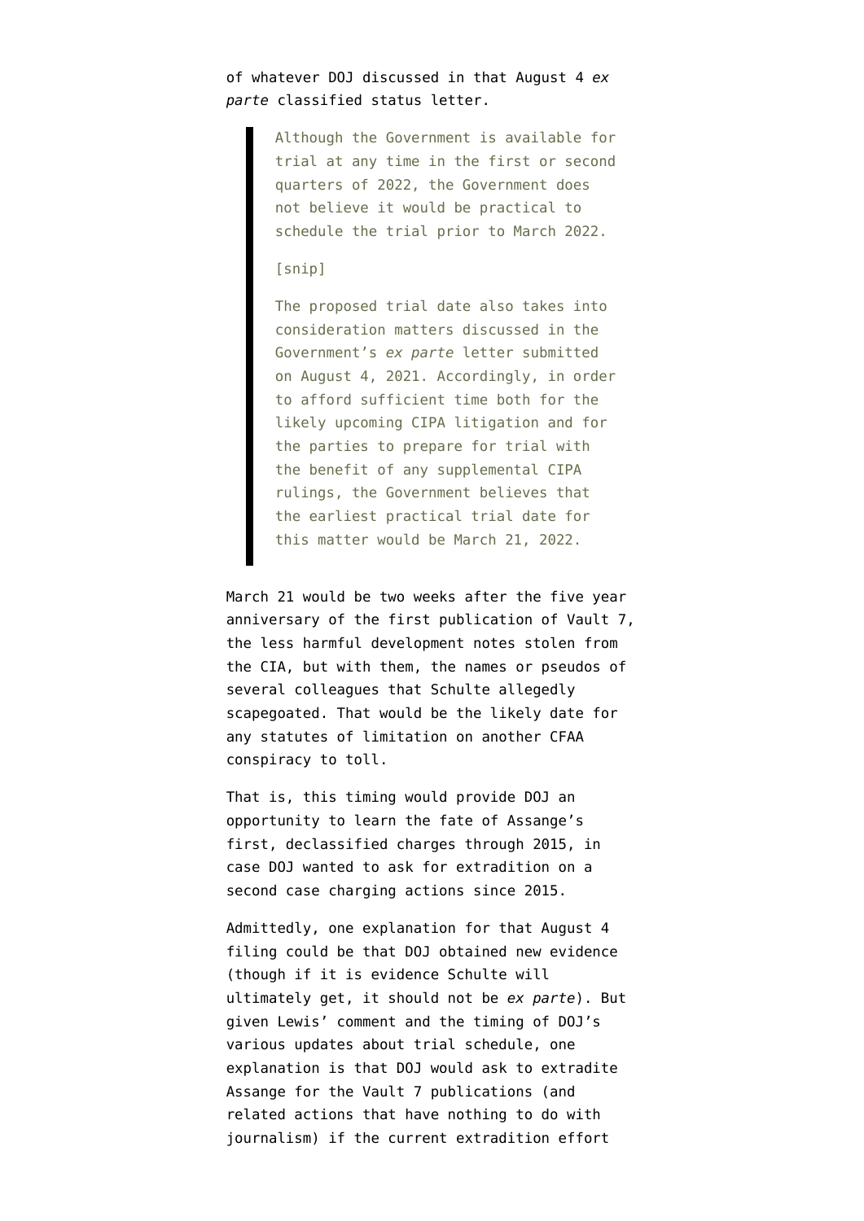of whatever DOJ discussed in that August 4 *ex parte* classified status letter.

> Although the Government is available for trial at any time in the first or second quarters of 2022, the Government does not believe it would be practical to schedule the trial prior to March 2022.
>
> [snip]
>
> The proposed trial date also takes into consideration matters discussed in the Government's *ex parte* letter submitted on August 4, 2021. Accordingly, in order to afford sufficient time both for the likely upcoming CIPA litigation and for the parties to prepare for trial with the benefit of any supplemental CIPA rulings, the Government believes that the earliest practical trial date for this matter would be March 21, 2022.

March 21 would be two weeks after the five year anniversary of the first publication of Vault 7, the less harmful development notes stolen from the CIA, but with them, the names or pseudos of several colleagues that Schulte allegedly scapegoated. That would be the likely date for any statutes of limitation on another CFAA conspiracy to toll.

That is, this timing would provide DOJ an opportunity to learn the fate of Assange's first, declassified charges through 2015, in case DOJ wanted to ask for extradition on a second case charging actions since 2015.

Admittedly, one explanation for that August 4 filing could be that DOJ obtained new evidence (though if it is evidence Schulte will ultimately get, it should not be *ex parte*). But given Lewis' comment and the timing of DOJ's various updates about trial schedule, one explanation is that DOJ would ask to extradite Assange for the Vault 7 publications (and related actions that have nothing to do with journalism) if the current extradition effort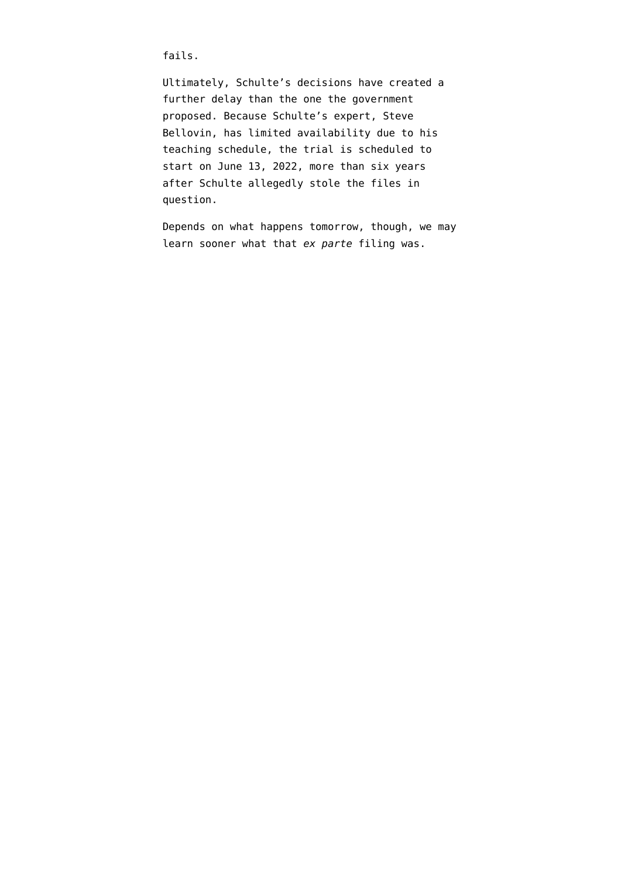fails.

Ultimately, Schulte's decisions have created a further delay than the one the government proposed. Because Schulte's expert, Steve Bellovin, has limited availability due to his teaching schedule, the trial is scheduled to start on June 13, 2022, more than six years after Schulte allegedly stole the files in question.

Depends on what happens tomorrow, though, we may learn sooner what that *ex parte* filing was.